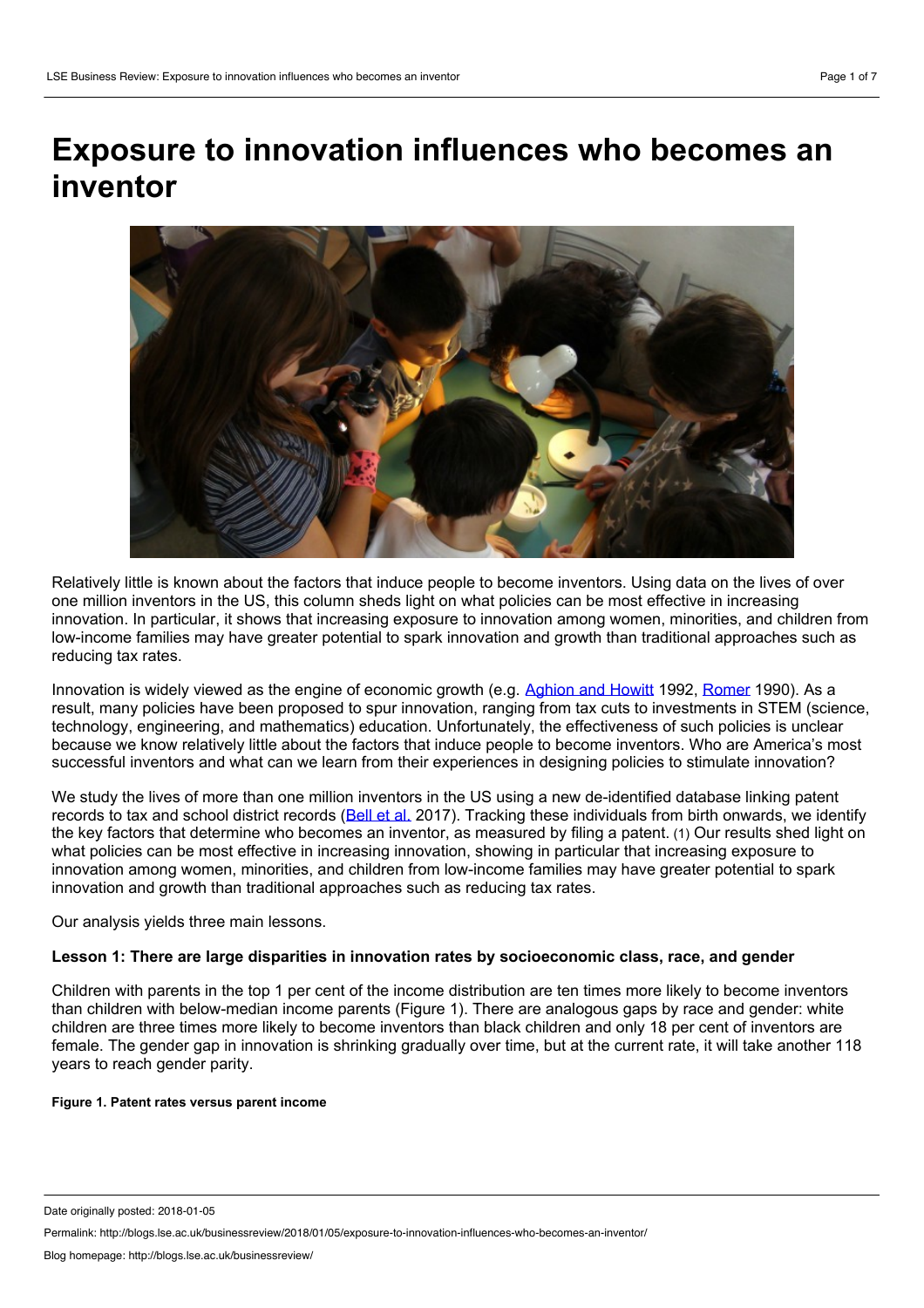# Exposure to innovation influences who becomes an inventor

Relatively little is known about the factors that induce people to become inventors. Using data on the lives of over one million inventors in the US, this column sheds light on what policies can be most effective in increasing innovation. In particular, it shows that increasing exposure to innovation among women, minorities, and children from low-income families may have greater potential to spark innovation and growth than traditional approaches such as reducing tax rates.

Innovation is widely viewed as the engine of economic growth (e.g. Aghion and Howitt 1992, Romer 1990). As a result, many policies have been proposed to spur innovation, ranging from tax cuts to investments in STEM (science, technology, engineering, and mathematics) education. Unfortunately, the effectiveness of such policies is unclear because we know relatively little about the factors that induce people to become inventors. Who are America's most successful inventors and what can we learn from their experiences in designing policies to stimulate innovation?

We study the lives of more than one million inventors in the US using a new de-identified database linking patent records to tax and school district records (Bell et al. 2017). Tracking these individuals from birth onwards, we identify the key factors that determine who becomes an inventor, as measured by filing a patent. (1) Our results shed light on what policies can be most effective in increasing innovation, showing in particular that increasing exposure to innovation among women, minorities, and children from low-income families may have greater potential to spark innovation and growth than traditional approaches such as reducing tax rates.

Our analysis yields three main lessons.

**Lesson 1: There are large disparities in innovation rates by socioeconomic class, race, and gender**

Children with parents in the top 1 per cent of the income distribution are ten times more likely to become inventors than children with below-median income parents (Figure 1). There are analogous gaps by race and gender: white children are three times more likely to become inventors than black children and only 18 per cent of inventors are female. The gender gap in innovation is shrinking gradually over time, but at the current rate, it will take another 118 years to reach gender parity.

**Figure 1. Patent rates versus parent income**

Date originally posted: 2018-01-05

Permalink: http://blogs.lse.ac.uk/businessreview/2018/01/05/exposure-to-innovation-influences-who-becomes-an-inventor/

Blog homepage: http://blogs.lse.ac.uk/businessreview/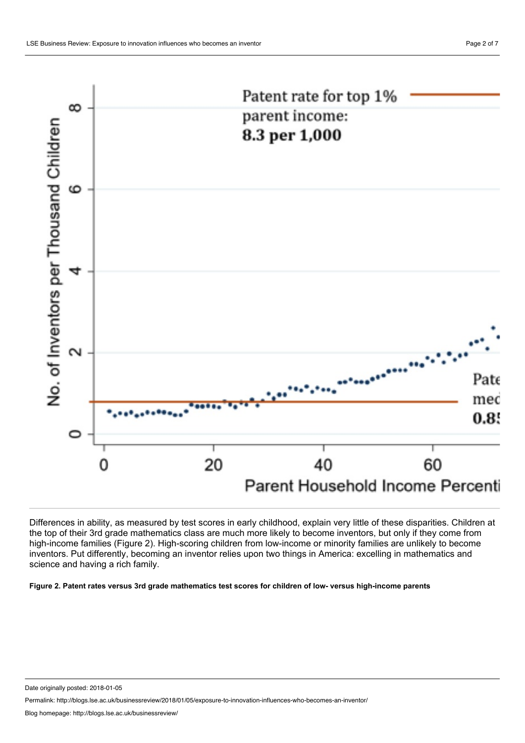Differences in ability, as measured by test scores in early childhood, explain very little of these disparities. Children at the top of their 3rd grade mathematics class are much more likely to become inventors, but only if they come from high-income families (Figure 2). High-scoring children from low-income or minority families are unlikely to become inventors. Put differently, becoming an inventor relies upon two things in America: excelling in mathematics and science and having a rich family.

**Figure 2. Patent rates versus 3rd grade mathematics test scores for children of low- versus high-income parents**

Date originally posted: 2018-01-05

Permalink: http://blogs.lse.ac.uk/businessreview/2018/01/05/exposure-to-innovation-influences-who-becomes-an-inventor/

Blog homepage: http://blogs.lse.ac.uk/businessreview/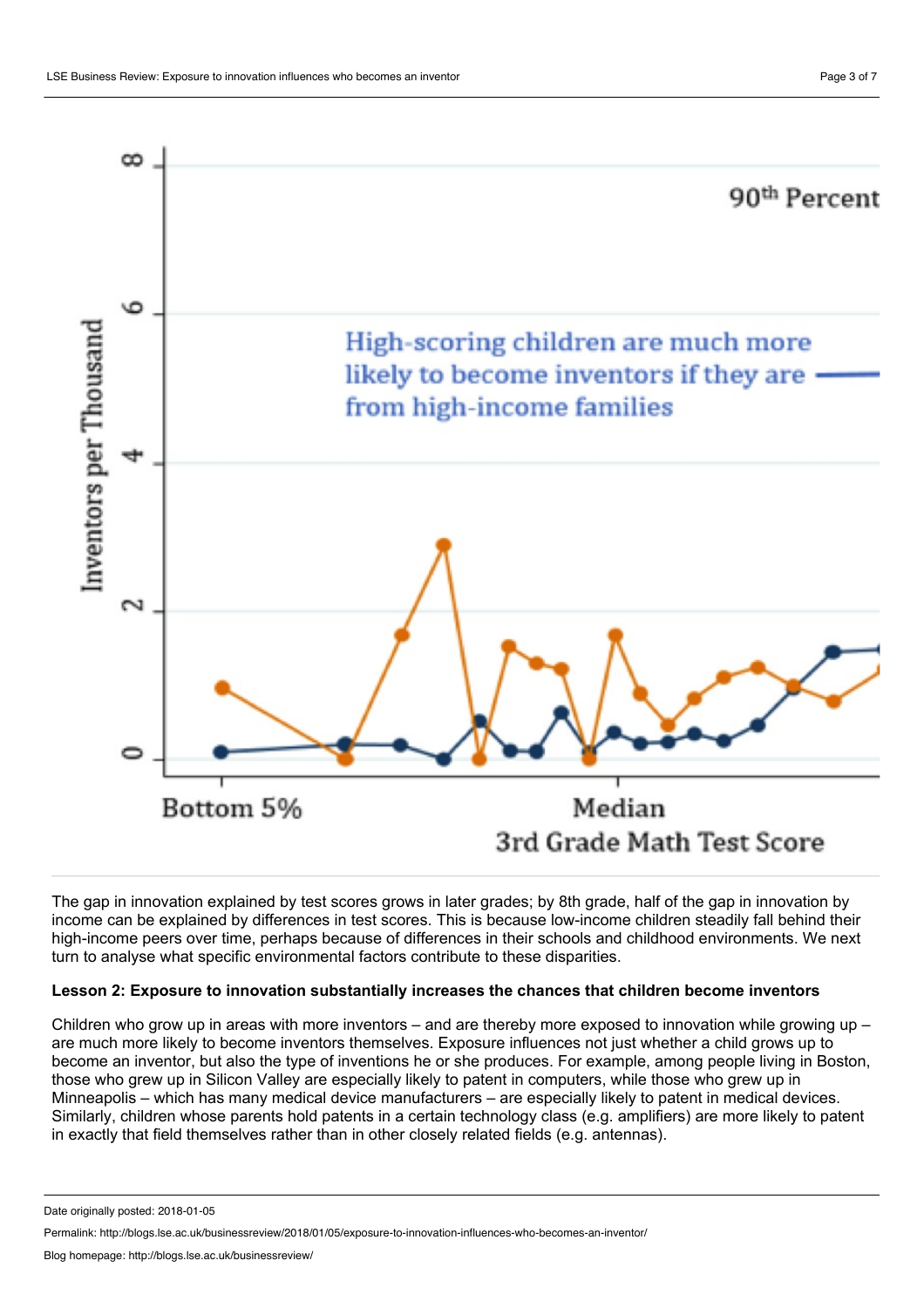The gap in innovation explained by test scores grows in later grades; by 8th grade, half of the gap in innovation by income can be explained by differences in test scores. This is because low-income children steadily fall behind their high-income peers over time, perhaps because of differences in their schools and childhood environments. We next turn to analyse what specific environmental factors contribute to these disparities.

**Lesson 2: Exposure to innovation substantially increases the chances that children become inventors**

Children who grow up in areas with more inventors – and are thereby more exposed to innovation while growing up – are much more likely to become inventors themselves. Exposure influences not just whether a child grows up to become an inventor, but also the type of inventions he or she produces. For example, among people living in Boston, those who grew up in Silicon Valley are especially likely to patent in computers, while those who grew up in Minneapolis – which has many medical device manufacturers – are especially likely to patent in medical devices. Similarly, children whose parents hold patents in a certain technology class (e.g. amplifiers) are more likely to patent in exactly that field themselves rather than in other closely related fields (e.g. antennas).

Date originally posted: 2018-01-05

Permalink: http://blogs.lse.ac.uk/businessreview/2018/01/05/exposure-to-innovation-influences-who-becomes-an-inventor/

Blog homepage: http://blogs.lse.ac.uk/businessreview/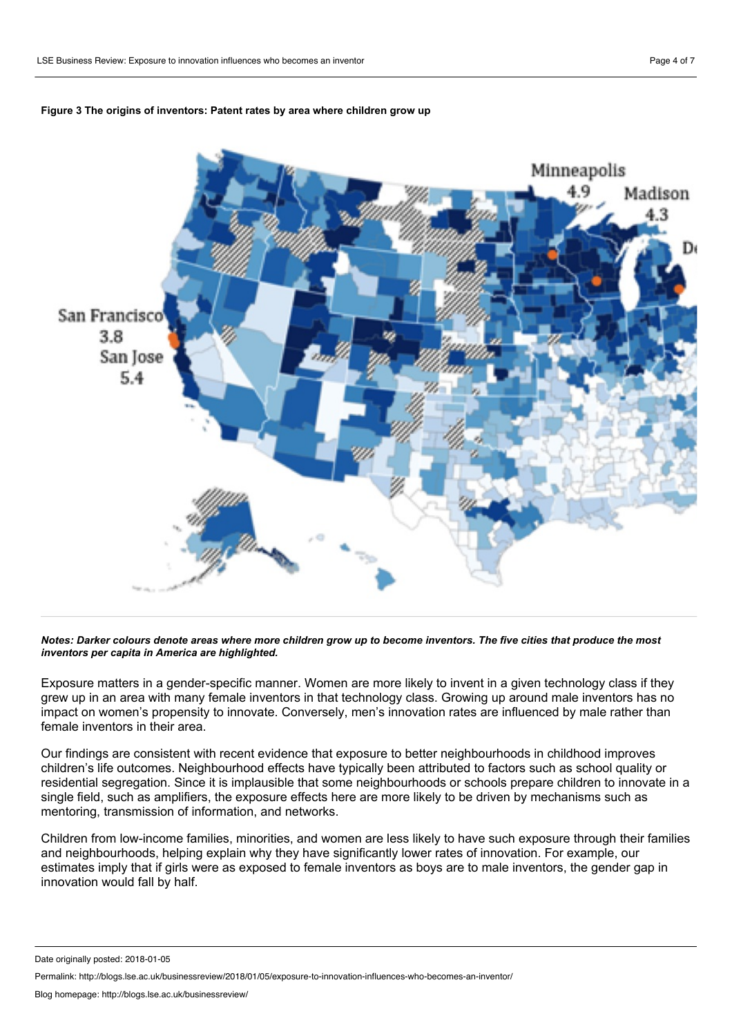**Figure 3 The origins of inventors: Patent rates by area where children grow up**

***Notes: Darker colours denote areas where more children grow up to become inventors. The five cities that produce the most inventors per capita in America are highlighted.***

Exposure matters in a gender-specific manner. Women are more likely to invent in a given technology class if they grew up in an area with many female inventors in that technology class. Growing up around male inventors has no impact on women's propensity to innovate. Conversely, men's innovation rates are influenced by male rather than female inventors in their area.

Our findings are consistent with recent evidence that exposure to better neighbourhoods in childhood improves children's life outcomes. Neighbourhood effects have typically been attributed to factors such as school quality or residential segregation. Since it is implausible that some neighbourhoods or schools prepare children to innovate in a single field, such as amplifiers, the exposure effects here are more likely to be driven by mechanisms such as mentoring, transmission of information, and networks.

Children from low-income families, minorities, and women are less likely to have such exposure through their families and neighbourhoods, helping explain why they have significantly lower rates of innovation. For example, our estimates imply that if girls were as exposed to female inventors as boys are to male inventors, the gender gap in innovation would fall by half.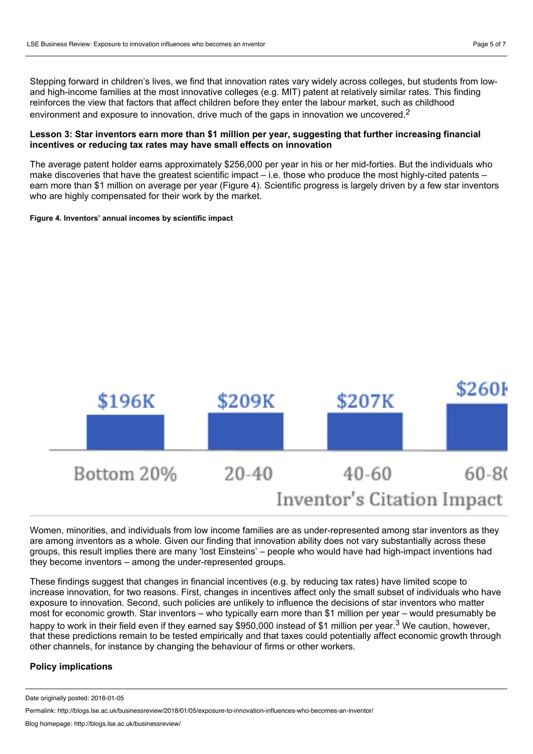Stepping forward in children's lives, we find that innovation rates vary widely across colleges, but students from low- and high-income families at the most innovative colleges (e.g. MIT) patent at relatively similar rates. This finding reinforces the view that factors that affect children before they enter the labour market, such as childhood environment and exposure to innovation, drive much of the gaps in innovation we uncovered.[2]

**Lesson 3: Star inventors earn more than $1 million per year, suggesting that further increasing financial incentives or reducing tax rates may have small effects on innovation**

The average patent holder earns approximately $256,000 per year in his or her mid-forties. But the individuals who make discoveries that have the greatest scientific impact – i.e. those who produce the most highly-cited patents – earn more than $1 million on average per year (Figure 4). Scientific progress is largely driven by a few star inventors who are highly compensated for their work by the market.

**Figure 4. Inventors' annual incomes by scientific impact**

| Inventor's Citation Impact | Bottom 20% | 20-40 | 40-60 | 60-80 |
|---|---|---|---|---|
| Annual income | $196K | $209K | $207K | $260K |

Women, minorities, and individuals from low income families are as under-represented among star inventors as they are among inventors as a whole. Given our finding that innovation ability does not vary substantially across these groups, this result implies there are many 'lost Einsteins' – people who would have had high-impact inventions had they become inventors – among the under-represented groups.

These findings suggest that changes in financial incentives (e.g. by reducing tax rates) have limited scope to increase innovation, for two reasons. First, changes in incentives affect only the small subset of individuals who have exposure to innovation. Second, such policies are unlikely to influence the decisions of star inventors who matter most for economic growth. Star inventors – who typically earn more than $1 million per year – would presumably be happy to work in their field even if they earned say $950,000 instead of $1 million per year.[3] We caution, however, that these predictions remain to be tested empirically and that taxes could potentially affect economic growth through other channels, for instance by changing the behaviour of firms or other workers.

**Policy implications**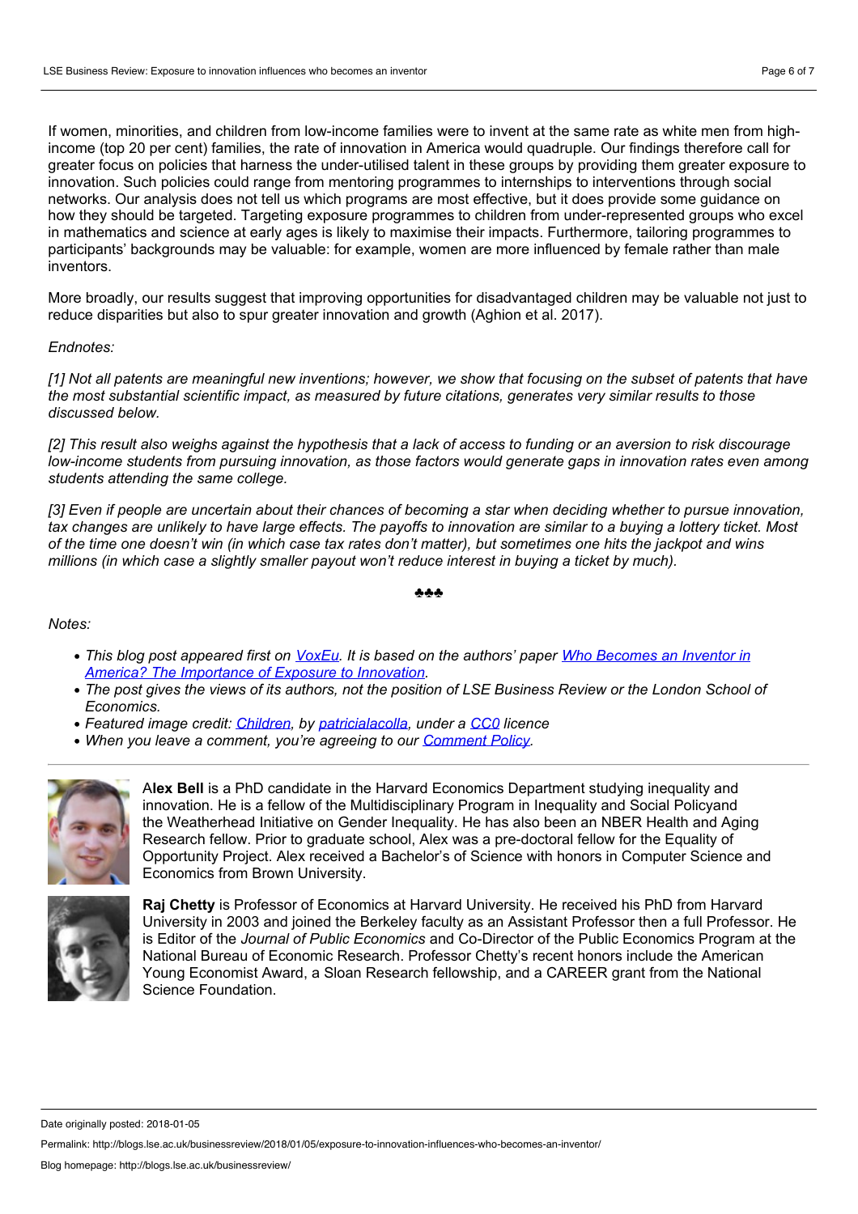If women, minorities, and children from low-income families were to invent at the same rate as white men from high-income (top 20 per cent) families, the rate of innovation in America would quadruple. Our findings therefore call for greater focus on policies that harness the under-utilised talent in these groups by providing them greater exposure to innovation. Such policies could range from mentoring programmes to internships to interventions through social networks. Our analysis does not tell us which programs are most effective, but it does provide some guidance on how they should be targeted. Targeting exposure programmes to children from under-represented groups who excel in mathematics and science at early ages is likely to maximise their impacts. Furthermore, tailoring programmes to participants' backgrounds may be valuable: for example, women are more influenced by female rather than male inventors.

More broadly, our results suggest that improving opportunities for disadvantaged children may be valuable not just to reduce disparities but also to spur greater innovation and growth (Aghion et al. 2017).

*Endnotes:*

*[1] Not all patents are meaningful new inventions; however, we show that focusing on the subset of patents that have the most substantial scientific impact, as measured by future citations, generates very similar results to those discussed below.*

*[2] This result also weighs against the hypothesis that a lack of access to funding or an aversion to risk discourage low-income students from pursuing innovation, as those factors would generate gaps in innovation rates even among students attending the same college.*

*[3] Even if people are uncertain about their chances of becoming a star when deciding whether to pursue innovation, tax changes are unlikely to have large effects. The payoffs to innovation are similar to a buying a lottery ticket. Most of the time one doesn't win (in which case tax rates don't matter), but sometimes one hits the jackpot and wins millions (in which case a slightly smaller payout won't reduce interest in buying a ticket by much).*

♣♣♣

*Notes:*

- *This blog post appeared first on VoxEu. It is based on the authors' paper Who Becomes an Inventor in America? The Importance of Exposure to Innovation.*
- *The post gives the views of its authors, not the position of LSE Business Review or the London School of Economics.*
- *Featured image credit: Children, by patricialacolla, under a CC0 licence*
- *When you leave a comment, you're agreeing to our Comment Policy.*

---

**Alex Bell** is a PhD candidate in the Harvard Economics Department studying inequality and innovation. He is a fellow of the Multidisciplinary Program in Inequality and Social Policyand the Weatherhead Initiative on Gender Inequality. He has also been an NBER Health and Aging Research fellow. Prior to graduate school, Alex was a pre-doctoral fellow for the Equality of Opportunity Project. Alex received a Bachelor's of Science with honors in Computer Science and Economics from Brown University.

**Raj Chetty** is Professor of Economics at Harvard University. He received his PhD from Harvard University in 2003 and joined the Berkeley faculty as an Assistant Professor then a full Professor. He is Editor of the *Journal of Public Economics* and Co-Director of the Public Economics Program at the National Bureau of Economic Research. Professor Chetty's recent honors include the American Young Economist Award, a Sloan Research fellowship, and a CAREER grant from the National Science Foundation.

Date originally posted: 2018-01-05

Permalink: http://blogs.lse.ac.uk/businessreview/2018/01/05/exposure-to-innovation-influences-who-becomes-an-inventor/

Blog homepage: http://blogs.lse.ac.uk/businessreview/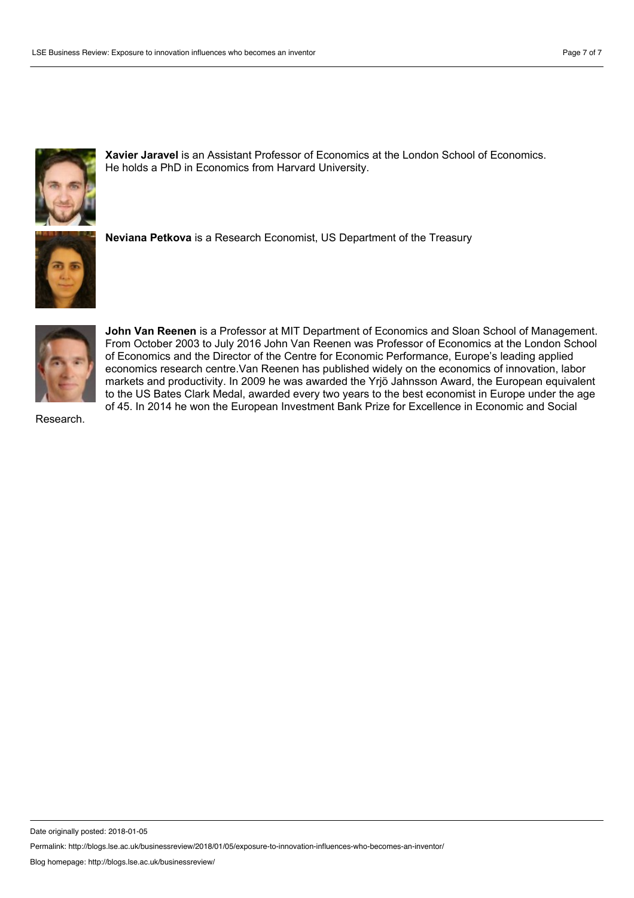**Xavier Jaravel** is an Assistant Professor of Economics at the London School of Economics. He holds a PhD in Economics from Harvard University.

**Neviana Petkova** is a Research Economist, US Department of the Treasury

**John Van Reenen** is a Professor at MIT Department of Economics and Sloan School of Management. From October 2003 to July 2016 John Van Reenen was Professor of Economics at the London School of Economics and the Director of the Centre for Economic Performance, Europe's leading applied economics research centre.Van Reenen has published widely on the economics of innovation, labor markets and productivity. In 2009 he was awarded the Yrjö Jahnsson Award, the European equivalent to the US Bates Clark Medal, awarded every two years to the best economist in Europe under the age of 45. In 2014 he won the European Investment Bank Prize for Excellence in Economic and Social Research.

Date originally posted: 2018-01-05

Permalink: http://blogs.lse.ac.uk/businessreview/2018/01/05/exposure-to-innovation-influences-who-becomes-an-inventor/

Blog homepage: http://blogs.lse.ac.uk/businessreview/